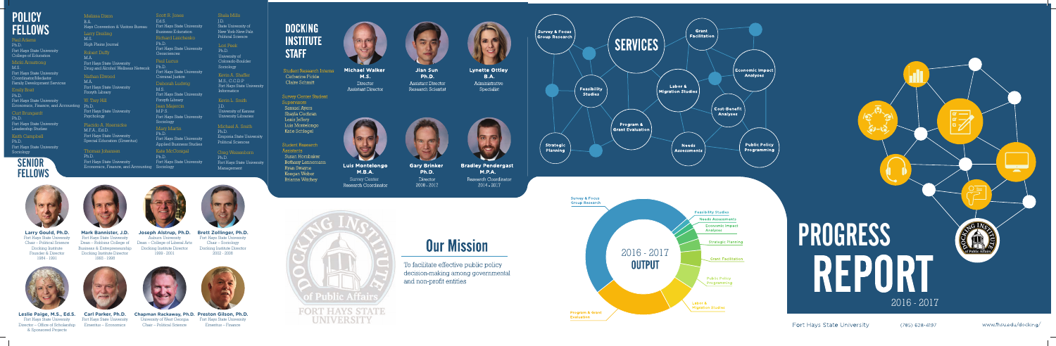# POLICY FELLOWS

**Paul Adams**
Ph.D.
Fort Hays State University
College of Education

**Micki Armstrong**
M.S.
Fort Hays State University
Coordinator/Mediator
Family Development Services

**Emily Breit**
Ph.D.
Fort Hays State University
Economics, Finance, and Accounting

**Curt Brungardt**
Ph.D.
Fort Hays State University
Leadership Studies

**Keith Campbell**
Ph.D.
Fort Hays State University
Sociology

**Melissa Dixon**
B.A.
Hays Convention & Visitors Bureau

**Larry Dreiling**
M.S.
High Plains Journal

**Robert Duffy**
M.A.
Fort Hays State University
Drug and Alcohol Wellness Network

**Nathan Elwood**
M.A.
Fort Hays State University
Forsyth Library

**W. Trey Hill**
Ph.D.
Fort Hays State University
Psychology

**Placido A. Hoernicke**
M.F.A., Ed.D.
Fort Hays State University
Special Education (Emeritus)

**Thomas Johansen**
Ph.D.
Fort Hays State University
Economics, Finance, and Accounting

**Scott R. Jones**
Ed.S.
Fort Hays State University
Business Education

**Richard Lisichenko**
Ph.D.
Fort Hays State University
Geosciences

**Paul Lucas**
Ph.D.
Fort Hays State University
Criminal Justice

**Deborah Ludwig**
M.S.
Fort Hays State University
Forsyth Library

**Jean Majercin**
M.P.S.
Fort Hays State University
Sociology

**Mary Martin**
Ph.D.
Fort Hays State University
Applied Business Studies

**Kate McGonigal**
Ph.D.
Fort Hays State University
Sociology

**Shala Mills**
J.D.
State University of New York-New Paltz
Political Science

**Lori Peek**
Ph.D.
University of Colorado-Boulder
Sociology

**Kevin A. Shaffer**
M.S., C.C.D.P.
Fort Hays State University
Informatics

**Kevin L. Smith**
J.D.
University of Kansas
University Libraries

**Michael A. Smith**
Ph.D.
Emporia State University
Political Science

**Greg Weisenborn**
Ph.D.
Fort Hays State University
Management

# SENIOR FELLOWS

**Larry Gould, Ph.D.**
Fort Hays State University
Chair – Political Science
Docking Institute
Founder & Director
1984 - 1991

**Mark Bannister, J.D.**
Fort Hays State University
Dean – Robbins College of Business & Entrepreneurship
Docking Institute Director
1993 - 1998

**Joseph Aistrup, Ph.D.**
Auburn University
Dean – College of Liberal Arts
Docking Institute Director
1999 - 2001

**Brett Zollinger, Ph.D.**
Fort Hays State University
Chair – Sociology
Docking Institute Director
2002 - 2008

**Leslie Paige, M.S., Ed.S.**
Fort Hays State University
Director – Office of Scholarship & Sponsored Projects

**Carl Parker, Ph.D.**
Fort Hays State University
Emeritus – Economics

**Chapman Rackaway, Ph.D.**
University of West Georgia
Chair – Political Science

**Preston Gilson, Ph.D.**
Fort Hays State University
Emeritus – Finance

# DOCKING INSTITUTE STAFF

**Student Research Interns**
Catherine Pickle
Claire Schmidt

**Survey Center Student Supervisors**
Samuel Ayers
Shayla Cochran
Leara Jeffery
Luis Montelongo
Katie Schlegel

**Student Research Assistants**
Susan Hornbaker
Bethany Lennemann
Ryan Swayne
Keegan Weber
Brianna Witchey

**Michael Walker**
**M.S.**
Director
Assistant Director

**Jian Sun**
**Ph.D.**
Assistant Director
Research Scientist

**Lynette Ottley**
**B.A.**
Administrative Specialist

**Luis Montelongo**
**M.B.A.**
Survey Center
Research Coordinator

**Gary Brinker**
**Ph.D.**
Director
2008 - 2017

**Bradley Pendergast**
**M.P.A.**
Research Coordinator
2014 - 2017

# Our Mission

To facilitate effective public policy decision-making among governmental and non-profit entities

# SERVICES

- Survey & Focus Group Research
- Grant Facilitation
- Economic Impact Analyses
- Feasibility Studies
- Labor & Migration Studies
- Cost-Benefit Analyses
- Program & Grant Evaluation
- Strategic Planning
- Needs Assessments
- Public Policy Programming

## 2016 - 2017 OUTPUT

- Survey & Focus Group Research
- Feasibility Studies
- Needs Assessments
- Economic Impact Analyses
- Strategic Planning
- Grant Facilitation
- Public Policy Programming
- Labor & Migration Studies
- Program & Grant Evaluation

# PROGRESS REPORT

2016 - 2017

Fort Hays State University (785) 628-4197 www.fhsu.edu/docking/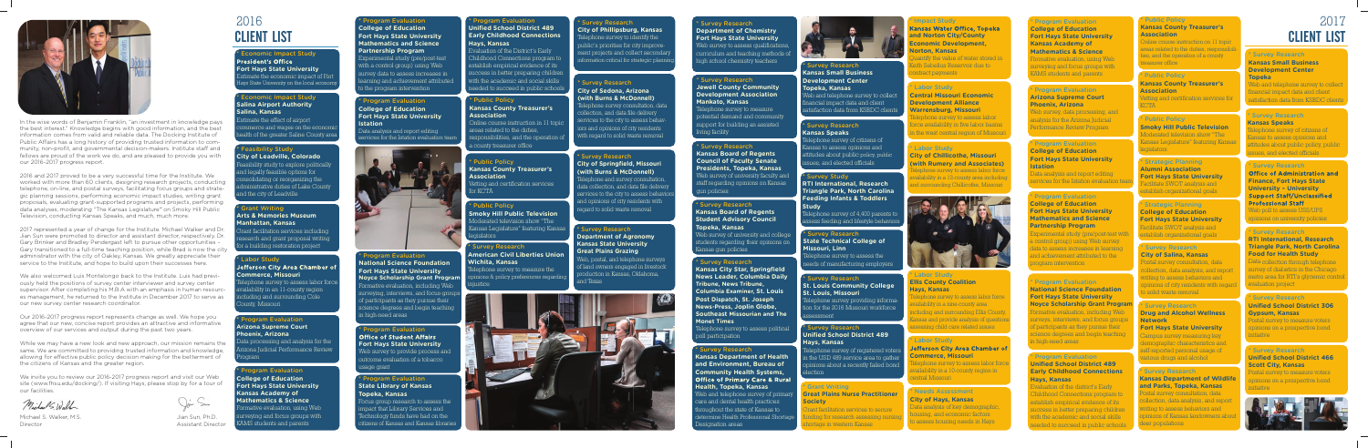# 2016 CLIENT LIST

In the wise words of Benjamin Franklin, "an investment in knowledge pays the best interest." Knowledge begins with good information, and the best information comes from valid and reliable data. The Docking Institute of Public Affairs has a long history of providing trusted information to community, non-profit, and governmental decision-makers. Institute staff and fellows are proud of the work we do, and are pleased to provide you with our 2016-2017 progress report.

2016 and 2017 proved to be a very successful time for the Institute. We worked with more than 60 clients, designing research projects, conducting telephone, on-line, and postal surveys, facilitating focus groups and strategic planning sessions, performing economic impact studies, writing grant proposals, evaluating grant-supported programs and projects, performing data analyses, moderating "The Kansas Legislature" on Smoky Hill Public Television, conducting Kansas Speaks, and much, much more.

2017 represented a year of change for the Institute. Michael Walker and Dr. Jian Sun were promoted to director and assistant director, respectively. Dr. Gary Brinker and Bradley Pendergast left to pursue other opportunities – Gary transitioned to a full-time teaching position, while Brad is now the city administrator with the city of Oakley, Kansas. We greatly appreciate their service to the Institute, and hope to build upon their successes here.

We also welcomed Luis Montelongo back to the Institute. Luis had previously held the positions of survey center interviewer and survey center supervisor. After completing his M.B.A with an emphasis in human resources management, he returned to the Institute in December 2017 to serve as our new survey center research coordinator.

Our 2016-2017 progress report represents change as well. We hope you agree that our new, concise report provides an attractive and informative overview of our services and output during the past two years.

While we may have a new look and new approach, our mission remains the same. We are committed to providing trusted information and knowledge, allowing for effective public policy decision making for the betterment of the citizens of Kansas and the greater region.

We invite you to review our 2016-2017 progress report and visit our Web site (www.fhsu.edu/docking/). If visiting Hays, please stop by for a tour of our facilities.

Michael S. Walker, M.S.
Director

Jian Sun, Ph.D.
Assistant Director

**Economic Impact Study**
**President's Office**
**Fort Hays State University**
Estimate the economic impact of Fort Hays State University on the local economy

**Economic Impact Study**
**Salina Airport Authority**
**Salina, Kansas**
Estimate the effect of airport commerce and wages on the economic health of the greater Saline County area

**Feasibility Study**
**City of Leadville, Colorado**
Feasibility study to explore politically and legally feasible options for consolidating or reorganizing the administrative duties of Lake County and the city of Leadville

**Grant Writing**
**Art & Memories Museum**
**Manhattan, Kansas**
Grant facilitation services including research and grant proposal writing for a building restoration project

**Labor Study**
**Jefferson City Area Chamber of Commerce, Missouri**
Telephone survey to assess labor force availability in an 11-county region including and surrounding Cole County, Missouri

**Program Evaluation**
**Arizona Supreme Court**
**Phoenix, Arizona**
Data processing and analysis for the Arizona Judicial Performance Review Program

**Program Evaluation**
**College of Education**
**Fort Hays State University**
**Kansas Academy of Mathematics & Science**
Formative evaluation, using Web surveying and focus groups with KAMS students and parents

**Program Evaluation**
**College of Education**
**Fort Hays State University**
**Mathematics and Science Partnership Program**
Experimental study (pre/post test with a control group) using Web survey data to assess increases in learning and achievement attributed to the program intervention

**Program Evaluation**
**College of Education**
**Fort Hays State University**
**Istation**
Data analysis and report editing services for the Istation evaluation team

**Program Evaluation**
**National Science Foundation**
**Fort Hays State University**
**Noyce Scholarship Grant Program**
Formative evaluation, including Web surveying, interviews, and focus groups of participants as they pursue their science degrees and begin teaching in high need areas

**Program Evaluation**
**Office of Student Affairs**
**Fort Hays State University**
Web survey to provide process and outcome evaluation of a tobacco usage grant

**Program Evaluation**
**State Library of Kansas**
**Topeka, Kansas**
Focus group research to assess the impact that Library Services and Technology funds have had on the citizens of Kansas and Kansas libraries

**Program Evaluation**
**Unified School District 489 Early Childhood Connections**
**Hays, Kansas**
Evaluation of the District's Early Childhood Connections program to establish empirical evidence of its success in better preparing children with the academic and social skills needed to succeed in public schools

**Public Policy**
**Kansas County Treasurer's Association**
Online course instruction in 11 topic areas related to the duties, responsibilities, and the operation of a county treasurer office

**Public Policy**
**Kansas County Treasurer's Association**
Vetting and certification services for KCTA

**Public Policy**
**Smoky Hill Public Television**
Moderated television show "The Kansas Legislature" featuring Kansas legislators

**Survey Research**
**American Civil Liberties Union**
**Wichita, Kansas**
Telephone survey to measure the opinions & policy preferences regarding injustice

**Survey Research**
**City of Phillipsburg, Kansas**
Telephone survey to identify the public's priorities for city improvement projects and collect secondary information critical for strategic planning

**Survey Research**
**City of Sedona, Arizona (with Burns & McDonnell)**
Telephone survey consultation, data collection, and data file delivery services to the city to assess behaviors and opinions of city residents with regard to solid waste removal

**Survey Research**
**City of Springfield, Missouri (with Burns & McDonnell)**
Telephone and survey consultation, data collection, and data file delivery services to the city to assess behaviors and opinions of city residents with regard to solid waste removal

**Survey Research**
**Department of Agronomy**
**Kansas State University**
**Great Plains Grazing**
Web, postal, and telephone surveys of land owners engaged in livestock production in Kansas, Oklahoma, and Texas

**Survey Research**
**Department of Chemistry**
**Fort Hays State University**
Web survey to assess qualifications, curriculum and teaching methods of high school chemistry teachers

**Survey Research**
**Jewell County Community Development Association**
**Mankato, Kansas**
Telephone survey to measure potential demand and community support for building an assisted living facility

**Survey Research**
**Kansas Board of Regents Council of Faculty Senate Presidents, Topeka, Kansas**
Web survey of university faculty and staff regarding opinions on Kansas gun policies

**Survey Research**
**Kansas Board of Regents Student Advisory Council**
**Topeka, Kansas**
Web survey of university and college students regarding their opinions on Kansas gun policies

**Survey Research**
**Kansas City Star, Springfield News Leader, Columbia Daily Tribune, News Tribune, Columbia Examiner, St. Louis Post Dispatch, St. Joseph News-Press, Joplin Globe, Southeast Missourian and The Monet Times**
Telephone survey to assess political poll participation

**Survey Research**
**Kansas Department of Health and Environment, Bureau of Community Health Systems, Office of Primary Care & Rural Health, Topeka, Kansas**
Web and telephone survey of primary care and dental health practices throughout the state of Kansas to determine Health Professional Shortage Designation areas

**Survey Research**
**Kansas Small Business Development Center**
**Topeka, Kansas**
Web and telephone survey to collect financial impact data and client satisfaction data from KSBDC clients

**Survey Research**
**Kansas Speaks**
Telephone survey of citizens of Kansas to assess opinions and attitudes about public policy, public issues, and elected officials

**Survey Study**
**RTI International, Research Triangle Park, North Carolina Feeding Infants & Toddlers Study**
Telephone survey of 4,400 parents to assess feeding and lifestyle behaviors

**Survey Research**
**State Technical College of Missouri, Linn**
Telephone survey to assess the needs of manufacturing employers

**Survey Research**
**St. Louis Community College**
**St. Louis, Missouri**
Telephone survey providing information for the 2016 Missouri workforce assessment

**Survey Research**
**Unified School District 489**
**Hays, Kansas**
Telephone survey of registered voters in the USD 489 service area to gather opinions about a recently failed bond election

**Grant Writing**
**Central Plains Nurse Practitioner Society**
Grant facilitation services to secure funding for research assessing nursing shortage in western Kansas

**Impact Study**
**Kansas Water Office, Topeka and Norton City/County Economic Development, Norton, Kansas**
Quantify the value of water stored in Keith Sebelius Reservoir due to contract payments

**Labor Study**
**Central Missouri Economic Development Alliance**
**Warrensburg, Missouri**
Telephone survey to assess labor force availability in five labor basins in the west central region of Missouri

**Labor Study**
**City of Chillicothe, Missouri (with Ramsey and Associates)**
Telephone survey to assess labor force availability in a 13-county area including and surrounding Chillicothe, Missouri

**Labor Study**
**Ellis County Coalition**
**Hays, Kansas**
Telephone survey to assess labor force availability in a nine-county area including and surrounding Ellis County, Kansas and provide analysis of questions assessing child care related issues

**Labor Study**
**Jefferson City Area Chamber of Commerce, Missouri**
Telephone survey to assess labor force availability in a 10-county region in central Missouri

**Needs Assessment**
**City of Hays, Kansas**
Data analysis of key demographic, housing, and economic factors to assess housing needs in Hays

**Program Evaluation**
**College of Education**
**Fort Hays State University**
**Kansas Academy of Mathematics & Science**
Formative evaluation, using Web surveying and focus groups with KAMS students and parents

**Program Evaluation**
**Arizona Supreme Court**
**Phoenix, Arizona**
Web survey, data processing, and analysis for the Arizona Judicial Performance Review Program

**Program Evaluation**
**College of Education**
**Fort Hays State University**
**Istation**
Data analysis and report editing services for the Istation evaluation team

**Program Evaluation**
**College of Education**
**Fort Hays State University**
**Mathematics and Science Partnership Program**
Experimental study (pre/post test with a control group) using Web survey data to assess increases in learning and achievement attributed to the program intervention

**Program Evaluation**
**National Science Foundation**
**Fort Hays State University**
**Noyce Scholarship Grant Program**
Formative evaluation, including Web surveys, interviews, and focus groups of participants as they pursue their science degrees and begin teaching in high need areas

**Program Evaluation**
**Unified School District 489 Early Childhood Connections**
**Hays, Kansas**
Evaluation of the district's Early Childhood Connections program to establish empirical evidence of its success in better preparing children with the academic and social skills needed to succeed in public schools

# 2017 CLIENT LIST

**Public Policy**
**Kansas County Treasurer's Association**
Online course instruction on 11 topic areas related to the duties, responsibilities, and the operation of a county treasurer office

**Public Policy**
**Kansas County Treasurer's Association**
Vetting and certification services for KCTA

**Public Policy**
**Smoky Hill Public Television**
Moderated television show "The Kansas Legislature" featuring Kansas legislators

**Strategic Planning**
**Alumni Association**
**Fort Hays State University**
Facilitate SWOT analysis and establish organizational goals

**Strategic Planning**
**College of Education**
**Fort Hays State University**
Facilitate SWOT analysis and establish organizational goals

**Survey Research**
**City of Salina, Kansas**
Postal survey consultation, data collection, data analysis, and report writing to assess behaviors and opinions of city residents with regard to solid waste removal

**Survey Research**
**Drug and Alcohol Wellness Network**
**Fort Hays State University**
Campus survey measuring key demographic characteristics and self-reported personal usage of various drugs and alcohol

**Survey Research**
**Kansas Department of Wildlife and Parks, Topeka, Kansas**
Postal survey consultation, data collection, data analysis, and report writing to assess behaviors and opinions of Kansas landowners about deer populations

**Survey Research**
**Kansas Small Business Development Center**
**Topeka**
Web and telephone survey to collect financial impact data and client satisfaction data from KSBDC clients

**Survey Research**
**Kansas Speaks**
Telephone survey of citizens of Kansas to assess opinions and attitudes about public policy, public issues, and elected officials

**Survey Research**
**Office of Administration and Finance, Fort Hays State University – University Support Staff/Unclassified Professional Staff**
Web poll to assess USS/UPS opinions on university policies

**Survey Research**
**RTI International, Research Triangle Park, North Carolina Food for Health Study**
Data collection through telephone survey of diabetics in the Chicago metro area for RTI's glycemic control evaluation project

**Survey Research**
**Unified School District 306**
**Gypsum, Kansas**
Postal survey to measure voters opinions on a prospective bond initiative

**Survey Research**
**Unified School District 466**
**Scott City, Kansas**
Postal survey to measure voters opinions on a prospective bond initiative